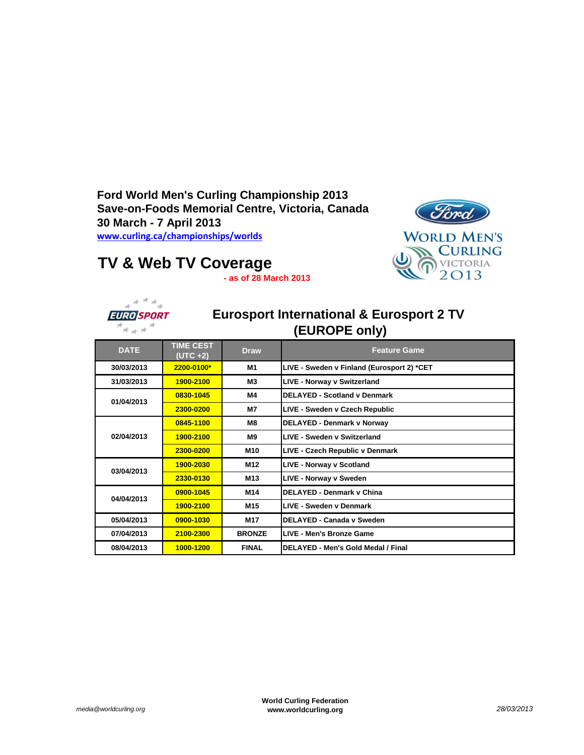# Ford World Men's Curling Championship 2013
# Save-on-Foods Memorial Centre, Victoria, Canada
# 30 March - 7 April 2013

www.curling.ca/championships/worlds

## TV & Web TV Coverage

**- as of 28 March 2013**

### Eurosport International & Eurosport 2 TV (EUROPE only)

| DATE | TIME CEST (UTC +2) | Draw | Feature Game |
|---|---|---|---|
| 30/03/2013 | 2200-0100* | M1 | LIVE - Sweden v Finland (Eurosport 2) *CET |
| 31/03/2013 | 1900-2100 | M3 | LIVE - Norway v Switzerland |
| 01/04/2013 | 0830-1045 | M4 | DELAYED - Scotland v Denmark |
| | 2300-0200 | M7 | LIVE - Sweden v Czech Republic |
| 02/04/2013 | 0845-1100 | M8 | DELAYED - Denmark v Norway |
| | 1900-2100 | M9 | LIVE - Sweden v Switzerland |
| | 2300-0200 | M10 | LIVE - Czech Republic v Denmark |
| 03/04/2013 | 1900-2030 | M12 | LIVE - Norway v Scotland |
| | 2330-0130 | M13 | LIVE - Norway v Sweden |
| 04/04/2013 | 0900-1045 | M14 | DELAYED - Denmark v China |
| | 1900-2100 | M15 | LIVE - Sweden v Denmark |
| 05/04/2013 | 0900-1030 | M17 | DELAYED - Canada v Sweden |
| 07/04/2013 | 2100-2300 | BRONZE | LIVE - Men's Bronze Game |
| 08/04/2013 | 1000-1200 | FINAL | DELAYED - Men's Gold Medal / Final |

*media@worldcurling.org*

**World Curling Federation**
**www.worldcurling.org**

*28/03/2013*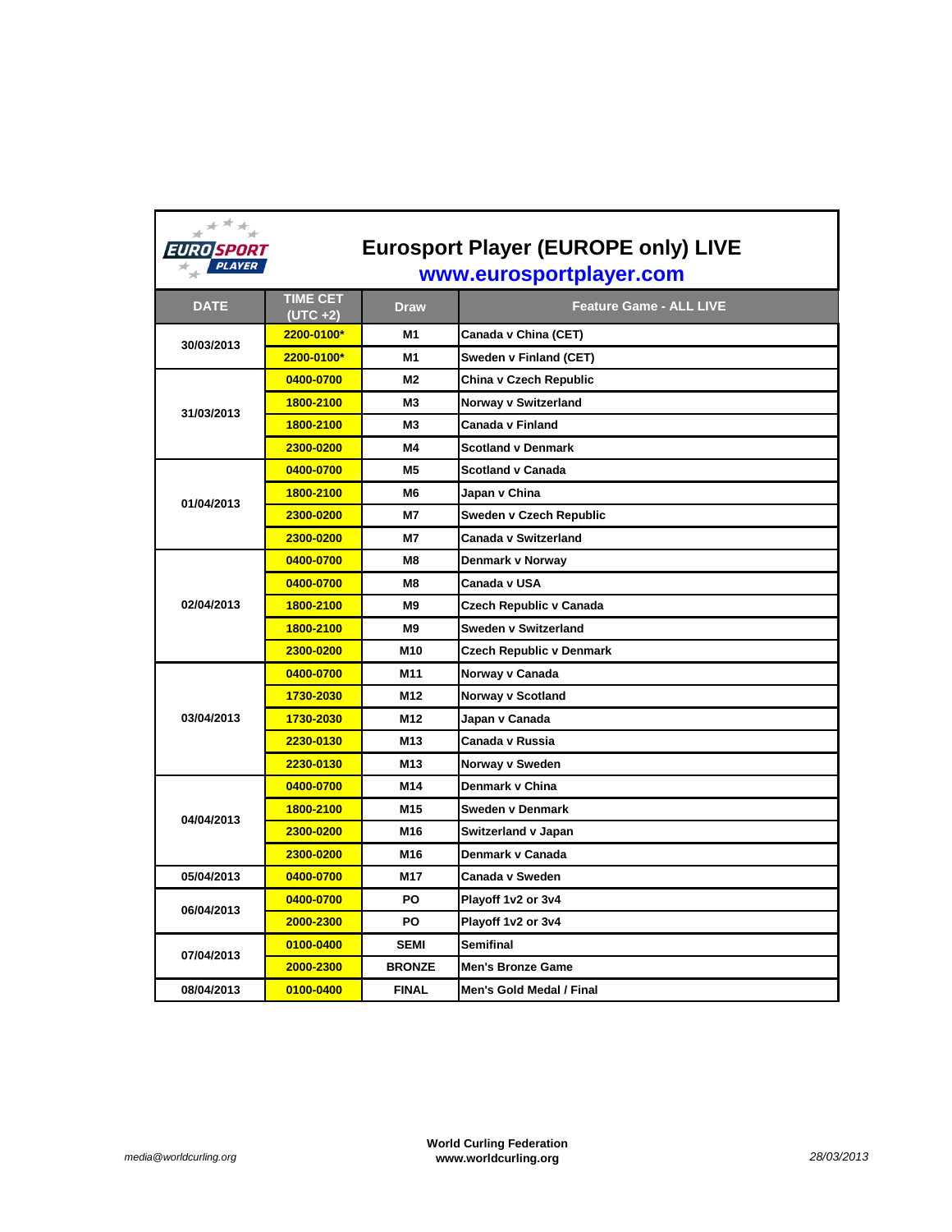# Eurosport Player (EUROPE only) LIVE

**www.eurosportplayer.com**

| DATE | TIME CET (UTC +2) | Draw | Feature Game - ALL LIVE |
|---|---|---|---|
| 30/03/2013 | 2200-0100* | M1 | Canada v China (CET) |
| | 2200-0100* | M1 | Sweden v Finland (CET) |
| 31/03/2013 | 0400-0700 | M2 | China v Czech Republic |
| | 1800-2100 | M3 | Norway v Switzerland |
| | 1800-2100 | M3 | Canada v Finland |
| | 2300-0200 | M4 | Scotland v Denmark |
| 01/04/2013 | 0400-0700 | M5 | Scotland v Canada |
| | 1800-2100 | M6 | Japan v China |
| | 2300-0200 | M7 | Sweden v Czech Republic |
| | 2300-0200 | M7 | Canada v Switzerland |
| 02/04/2013 | 0400-0700 | M8 | Denmark v Norway |
| | 0400-0700 | M8 | Canada v USA |
| | 1800-2100 | M9 | Czech Republic v Canada |
| | 1800-2100 | M9 | Sweden v Switzerland |
| | 2300-0200 | M10 | Czech Republic v Denmark |
| 03/04/2013 | 0400-0700 | M11 | Norway v Canada |
| | 1730-2030 | M12 | Norway v Scotland |
| | 1730-2030 | M12 | Japan v Canada |
| | 2230-0130 | M13 | Canada v Russia |
| | 2230-0130 | M13 | Norway v Sweden |
| 04/04/2013 | 0400-0700 | M14 | Denmark v China |
| | 1800-2100 | M15 | Sweden v Denmark |
| | 2300-0200 | M16 | Switzerland v Japan |
| | 2300-0200 | M16 | Denmark v Canada |
| 05/04/2013 | 0400-0700 | M17 | Canada v Sweden |
| 06/04/2013 | 0400-0700 | PO | Playoff 1v2 or 3v4 |
| | 2000-2300 | PO | Playoff 1v2 or 3v4 |
| 07/04/2013 | 0100-0400 | SEMI | Semifinal |
| | 2000-2300 | BRONZE | Men's Bronze Game |
| 08/04/2013 | 0100-0400 | FINAL | Men's Gold Medal / Final |

*media@worldcurling.org*

**World Curling Federation**
**www.worldcurling.org**

*28/03/2013*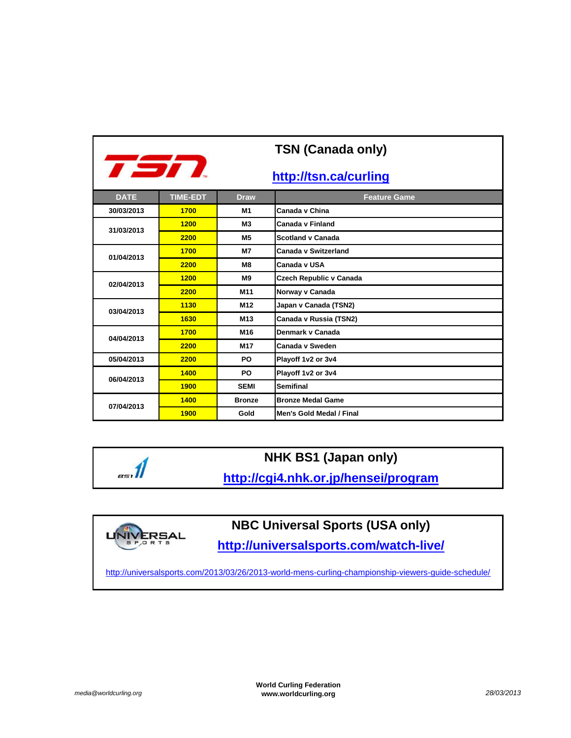## TSN (Canada only)

http://tsn.ca/curling

| DATE | TIME-EDT | Draw | Feature Game |
|---|---|---|---|
| 30/03/2013 | 1700 | M1 | Canada v China |
| 31/03/2013 | 1200 | M3 | Canada v Finland |
| | 2200 | M5 | Scotland v Canada |
| 01/04/2013 | 1700 | M7 | Canada v Switzerland |
| | 2200 | M8 | Canada v USA |
| 02/04/2013 | 1200 | M9 | Czech Republic v Canada |
| | 2200 | M11 | Norway v Canada |
| 03/04/2013 | 1130 | M12 | Japan v Canada (TSN2) |
| | 1630 | M13 | Canada v Russia (TSN2) |
| 04/04/2013 | 1700 | M16 | Denmark v Canada |
| | 2200 | M17 | Canada v Sweden |
| 05/04/2013 | 2200 | PO | Playoff 1v2 or 3v4 |
| 06/04/2013 | 1400 | PO | Playoff 1v2 or 3v4 |
| | 1900 | SEMI | Semifinal |
| 07/04/2013 | 1400 | Bronze | Bronze Medal Game |
| | 1900 | Gold | Men's Gold Medal / Final |

## NHK BS1 (Japan only)

http://cgi4.nhk.or.jp/hensei/program

## NBC Universal Sports (USA only)

http://universalsports.com/watch-live/

http://universalsports.com/2013/03/26/2013-world-mens-curling-championship-viewers-guide-schedule/

*media@worldcurling.org*

**World Curling Federation**
**www.worldcurling.org**

*28/03/2013*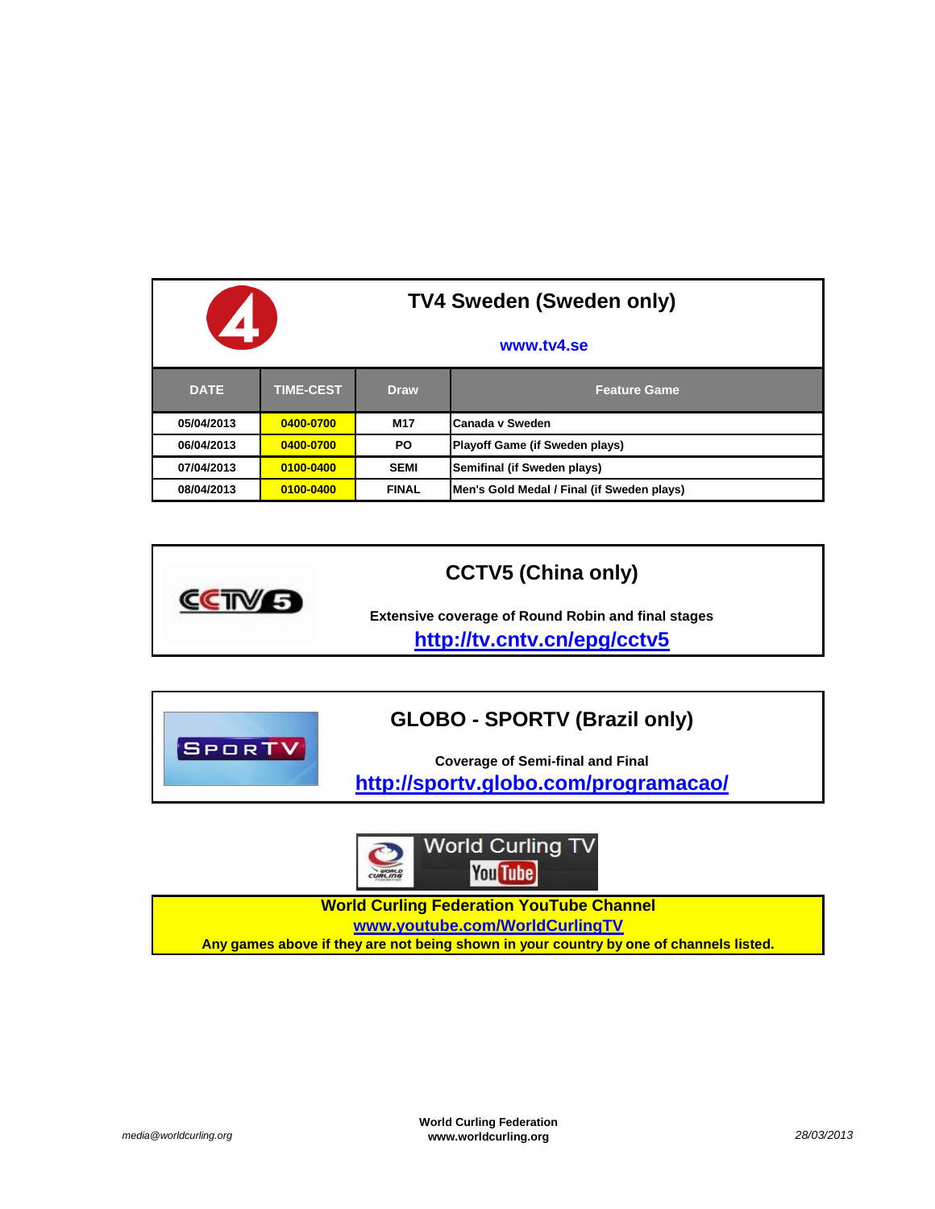## TV4 Sweden (Sweden only)

www.tv4.se

| DATE | TIME-CEST | Draw | Feature Game |
|---|---|---|---|
| 05/04/2013 | 0400-0700 | M17 | Canada v Sweden |
| 06/04/2013 | 0400-0700 | PO | Playoff Game (if Sweden plays) |
| 07/04/2013 | 0100-0400 | SEMI | Semifinal (if Sweden plays) |
| 08/04/2013 | 0100-0400 | FINAL | Men's Gold Medal / Final (if Sweden plays) |

## CCTV5 (China only)

**Extensive coverage of Round Robin and final stages**

http://tv.cntv.cn/epg/cctv5

## GLOBO - SPORTV (Brazil only)

**Coverage of Semi-final and Final**

http://sportv.globo.com/programacao/

World Curling TV
YouTube

**World Curling Federation YouTube Channel**

www.youtube.com/WorldCurlingTV

**Any games above if they are not being shown in your country by one of channels listed.**

*media@worldcurling.org*

**World Curling Federation**
**www.worldcurling.org**

*28/03/2013*